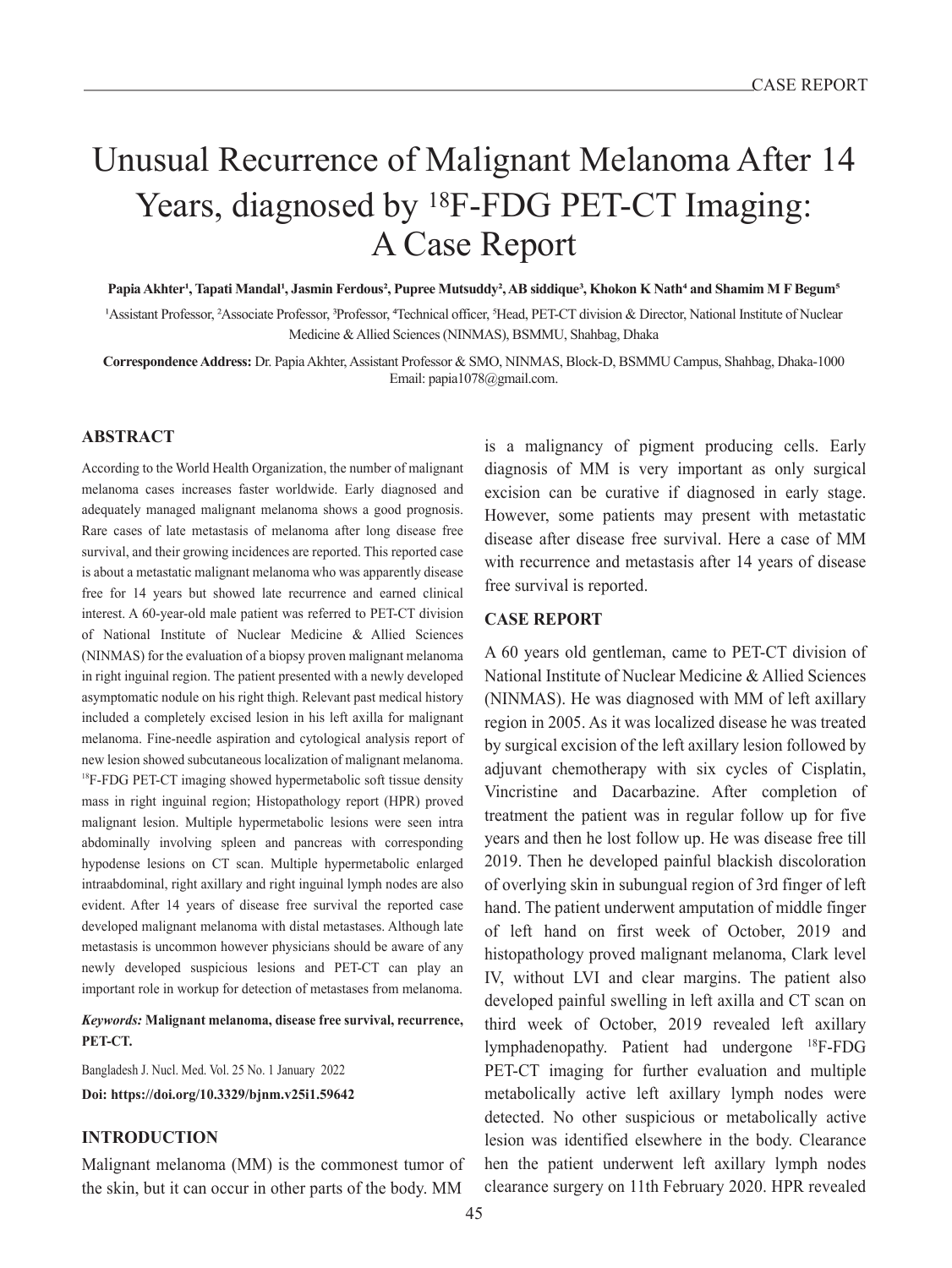# Unusual Recurrence of Malignant Melanoma After 14 Years, diagnosed by $^{18}$F-FDG PET-CT Imaging: A Case Report

**Papia Akhter[1], Tapati Mandal[1], Jasmin Ferdous[2], Pupree Mutsuddy[2], AB siddique[3], Khokon K Nath[4] and Shamim M F Begum[5]**

[1]Assistant Professor, [2]Associate Professor, [3]Professor, [4]Technical officer, [5]Head, PET-CT division & Director, National Institute of Nuclear Medicine & Allied Sciences (NINMAS), BSMMU, Shahbag, Dhaka

**Correspondence Address:** Dr. Papia Akhter, Assistant Professor & SMO, NINMAS, Block-D, BSMMU Campus, Shahbag, Dhaka-1000 Email: papia1078@gmail.com.

## ABSTRACT

According to the World Health Organization, the number of malignant melanoma cases increases faster worldwide. Early diagnosed and adequately managed malignant melanoma shows a good prognosis. Rare cases of late metastasis of melanoma after long disease free survival, and their growing incidences are reported. This reported case is about a metastatic malignant melanoma who was apparently disease free for 14 years but showed late recurrence and earned clinical interest. A 60-year-old male patient was referred to PET-CT division of National Institute of Nuclear Medicine & Allied Sciences (NINMAS) for the evaluation of a biopsy proven malignant melanoma in right inguinal region. The patient presented with a newly developed asymptomatic nodule on his right thigh. Relevant past medical history included a completely excised lesion in his left axilla for malignant melanoma. Fine-needle aspiration and cytological analysis report of new lesion showed subcutaneous localization of malignant melanoma. $^{18}$F-FDG PET-CT imaging showed hypermetabolic soft tissue density mass in right inguinal region; Histopathology report (HPR) proved malignant lesion. Multiple hypermetabolic lesions were seen intra abdominally involving spleen and pancreas with corresponding hypodense lesions on CT scan. Multiple hypermetabolic enlarged intraabdominal, right axillary and right inguinal lymph nodes are also evident. After 14 years of disease free survival the reported case developed malignant melanoma with distal metastases. Although late metastasis is uncommon however physicians should be aware of any newly developed suspicious lesions and PET-CT can play an important role in workup for detection of metastases from melanoma.

***Keywords:*** **Malignant melanoma, disease free survival, recurrence, PET-CT.**

Bangladesh J. Nucl. Med. Vol. 25 No. 1 January 2022

**Doi: https://doi.org/10.3329/bjnm.v25i1.59642**

## INTRODUCTION

Malignant melanoma (MM) is the commonest tumor of the skin, but it can occur in other parts of the body. MM is a malignancy of pigment producing cells. Early diagnosis of MM is very important as only surgical excision can be curative if diagnosed in early stage. However, some patients may present with metastatic disease after disease free survival. Here a case of MM with recurrence and metastasis after 14 years of disease free survival is reported.

## CASE REPORT

A 60 years old gentleman, came to PET-CT division of National Institute of Nuclear Medicine & Allied Sciences (NINMAS). He was diagnosed with MM of left axillary region in 2005. As it was localized disease he was treated by surgical excision of the left axillary lesion followed by adjuvant chemotherapy with six cycles of Cisplatin, Vincristine and Dacarbazine. After completion of treatment the patient was in regular follow up for five years and then he lost follow up. He was disease free till 2019. Then he developed painful blackish discoloration of overlying skin in subungual region of 3rd finger of left hand. The patient underwent amputation of middle finger of left hand on first week of October, 2019 and histopathology proved malignant melanoma, Clark level IV, without LVI and clear margins. The patient also developed painful swelling in left axilla and CT scan on third week of October, 2019 revealed left axillary lymphadenopathy. Patient had undergone $^{18}$F-FDG PET-CT imaging for further evaluation and multiple metabolically active left axillary lymph nodes were detected. No other suspicious or metabolically active lesion was identified elsewhere in the body. Clearance hen the patient underwent left axillary lymph nodes clearance surgery on 11th February 2020. HPR revealed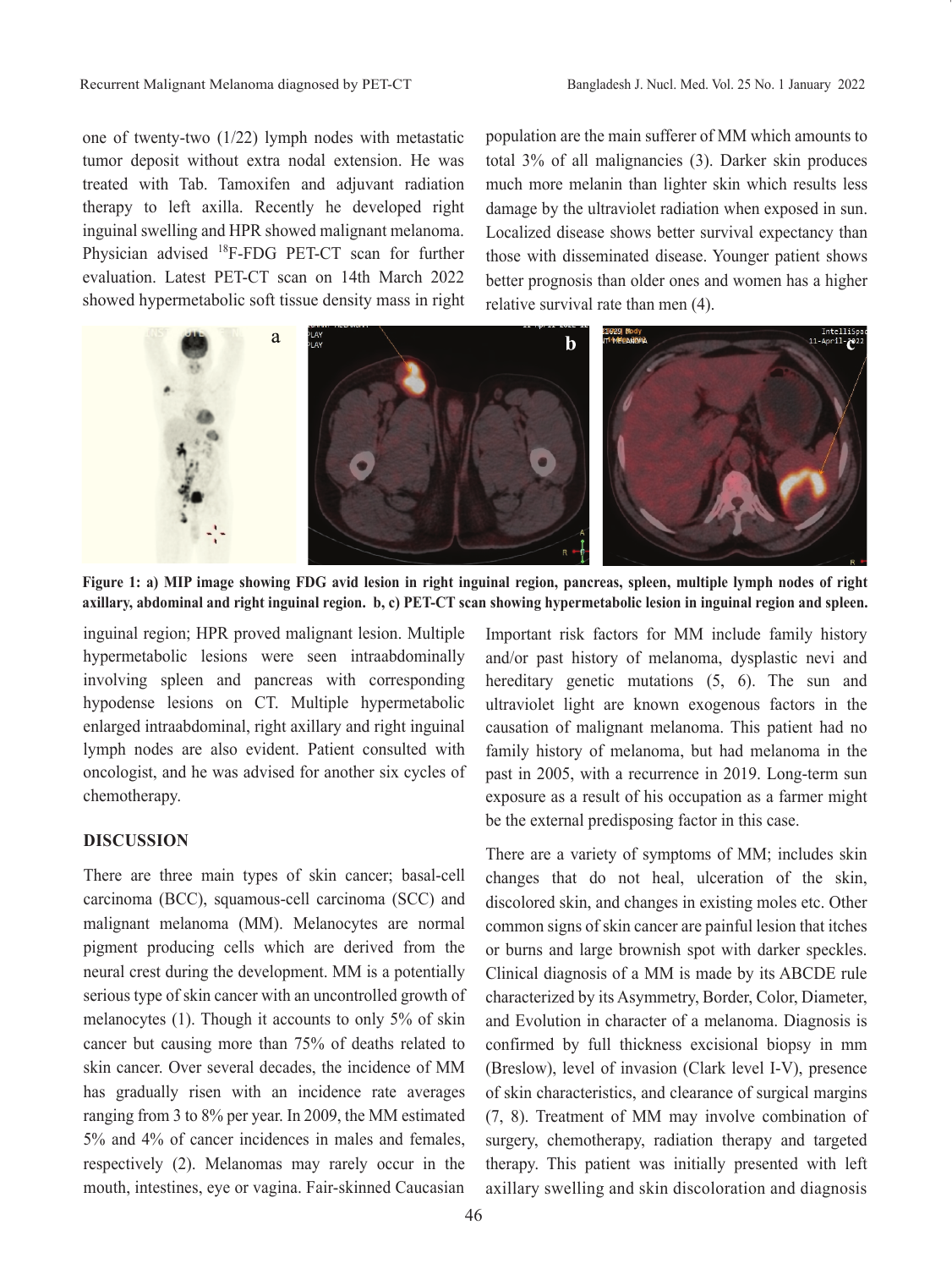one of twenty-two (1/22) lymph nodes with metastatic tumor deposit without extra nodal extension. He was treated with Tab. Tamoxifen and adjuvant radiation therapy to left axilla. Recently he developed right inguinal swelling and HPR showed malignant melanoma. Physician advised $^{18}$F-FDG PET-CT scan for further evaluation. Latest PET-CT scan on 14th March 2022 showed hypermetabolic soft tissue density mass in right inguinal region; HPR proved malignant lesion. Multiple hypermetabolic lesions were seen intraabdominally involving spleen and pancreas with corresponding hypodense lesions on CT. Multiple hypermetabolic enlarged intraabdominal, right axillary and right inguinal lymph nodes are also evident. Patient consulted with oncologist, and he was advised for another six cycles of chemotherapy.

**Figure 1: a) MIP image showing FDG avid lesion in right inguinal region, pancreas, spleen, multiple lymph nodes of right axillary, abdominal and right inguinal region. b, c) PET-CT scan showing hypermetabolic lesion in inguinal region and spleen.**

## DISCUSSION

There are three main types of skin cancer; basal-cell carcinoma (BCC), squamous-cell carcinoma (SCC) and malignant melanoma (MM). Melanocytes are normal pigment producing cells which are derived from the neural crest during the development. MM is a potentially serious type of skin cancer with an uncontrolled growth of melanocytes (1). Though it accounts to only 5% of skin cancer but causing more than 75% of deaths related to skin cancer. Over several decades, the incidence of MM has gradually risen with an incidence rate averages ranging from 3 to 8% per year. In 2009, the MM estimated 5% and 4% of cancer incidences in males and females, respectively (2). Melanomas may rarely occur in the mouth, intestines, eye or vagina. Fair-skinned Caucasian population are the main sufferer of MM which amounts to total 3% of all malignancies (3). Darker skin produces much more melanin than lighter skin which results less damage by the ultraviolet radiation when exposed in sun. Localized disease shows better survival expectancy than those with disseminated disease. Younger patient shows better prognosis than older ones and women has a higher relative survival rate than men (4).

Important risk factors for MM include family history and/or past history of melanoma, dysplastic nevi and hereditary genetic mutations (5, 6). The sun and ultraviolet light are known exogenous factors in the causation of malignant melanoma. This patient had no family history of melanoma, but had melanoma in the past in 2005, with a recurrence in 2019. Long-term sun exposure as a result of his occupation as a farmer might be the external predisposing factor in this case.

There are a variety of symptoms of MM; includes skin changes that do not heal, ulceration of the skin, discolored skin, and changes in existing moles etc. Other common signs of skin cancer are painful lesion that itches or burns and large brownish spot with darker speckles. Clinical diagnosis of a MM is made by its ABCDE rule characterized by its Asymmetry, Border, Color, Diameter, and Evolution in character of a melanoma. Diagnosis is confirmed by full thickness excisional biopsy in mm (Breslow), level of invasion (Clark level I-V), presence of skin characteristics, and clearance of surgical margins (7, 8). Treatment of MM may involve combination of surgery, chemotherapy, radiation therapy and targeted therapy. This patient was initially presented with left axillary swelling and skin discoloration and diagnosis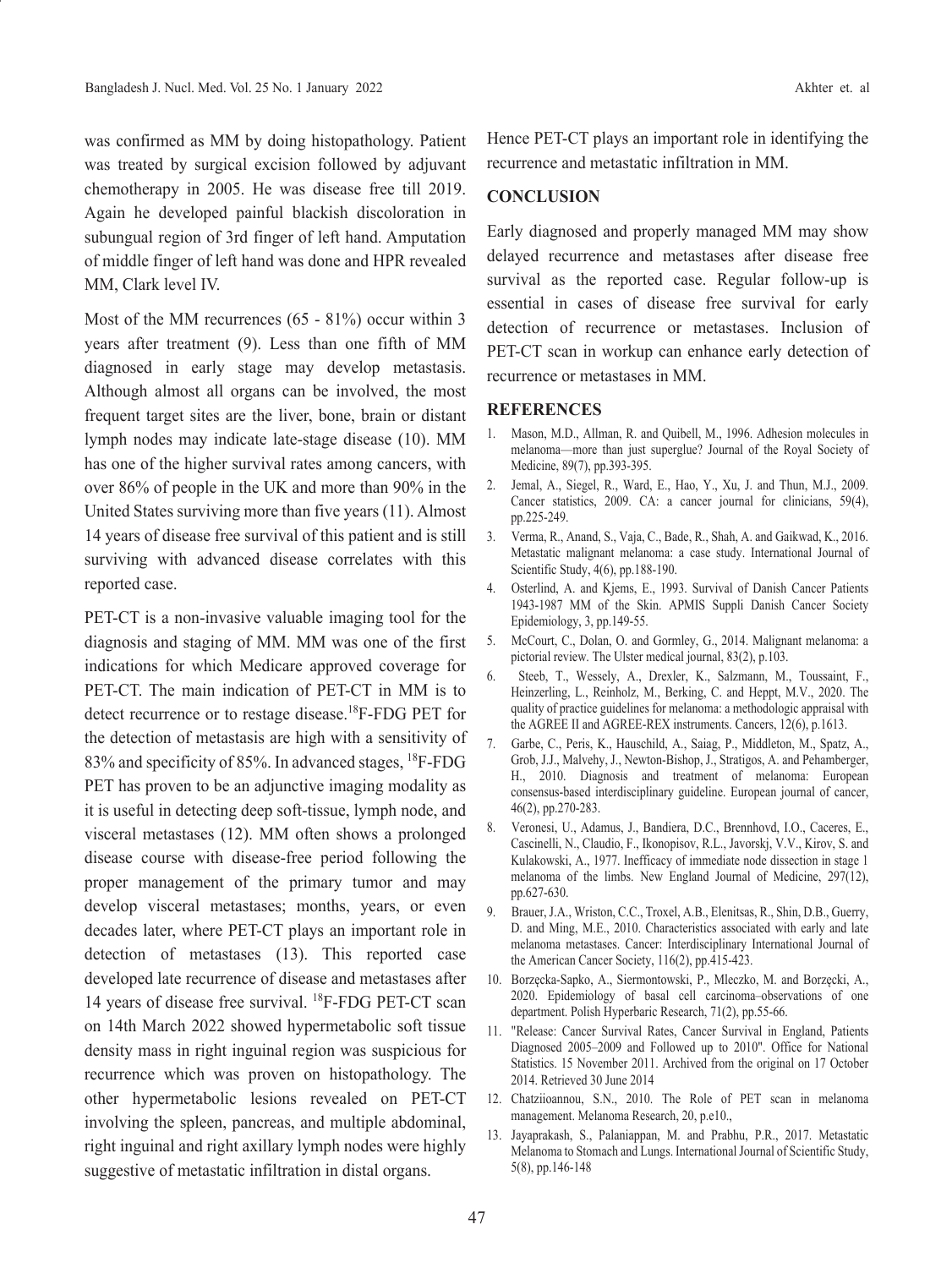was confirmed as MM by doing histopathology. Patient was treated by surgical excision followed by adjuvant chemotherapy in 2005. He was disease free till 2019. Again he developed painful blackish discoloration in subungual region of 3rd finger of left hand. Amputation of middle finger of left hand was done and HPR revealed MM, Clark level IV.

Most of the MM recurrences (65 - 81%) occur within 3 years after treatment (9). Less than one fifth of MM diagnosed in early stage may develop metastasis. Although almost all organs can be involved, the most frequent target sites are the liver, bone, brain or distant lymph nodes may indicate late-stage disease (10). MM has one of the higher survival rates among cancers, with over 86% of people in the UK and more than 90% in the United States surviving more than five years (11). Almost 14 years of disease free survival of this patient and is still surviving with advanced disease correlates with this reported case.

PET-CT is a non-invasive valuable imaging tool for the diagnosis and staging of MM. MM was one of the first indications for which Medicare approved coverage for PET-CT. The main indication of PET-CT in MM is to detect recurrence or to restage disease.$^{18}$F-FDG PET for the detection of metastasis are high with a sensitivity of 83% and specificity of 85%. In advanced stages, $^{18}$F-FDG PET has proven to be an adjunctive imaging modality as it is useful in detecting deep soft-tissue, lymph node, and visceral metastases (12). MM often shows a prolonged disease course with disease-free period following the proper management of the primary tumor and may develop visceral metastases; months, years, or even decades later, where PET-CT plays an important role in detection of metastases (13). This reported case developed late recurrence of disease and metastases after 14 years of disease free survival. $^{18}$F-FDG PET-CT scan on 14th March 2022 showed hypermetabolic soft tissue density mass in right inguinal region was suspicious for recurrence which was proven on histopathology. The other hypermetabolic lesions revealed on PET-CT involving the spleen, pancreas, and multiple abdominal, right inguinal and right axillary lymph nodes were highly suggestive of metastatic infiltration in distal organs. Hence PET-CT plays an important role in identifying the recurrence and metastatic infiltration in MM.

## CONCLUSION

Early diagnosed and properly managed MM may show delayed recurrence and metastases after disease free survival as the reported case. Regular follow-up is essential in cases of disease free survival for early detection of recurrence or metastases. Inclusion of PET-CT scan in workup can enhance early detection of recurrence or metastases in MM.

## REFERENCES

1. Mason, M.D., Allman, R. and Quibell, M., 1996. Adhesion molecules in melanoma—more than just superglue? Journal of the Royal Society of Medicine, 89(7), pp.393-395.
2. Jemal, A., Siegel, R., Ward, E., Hao, Y., Xu, J. and Thun, M.J., 2009. Cancer statistics, 2009. CA: a cancer journal for clinicians, 59(4), pp.225-249.
3. Verma, R., Anand, S., Vaja, C., Bade, R., Shah, A. and Gaikwad, K., 2016. Metastatic malignant melanoma: a case study. International Journal of Scientific Study, 4(6), pp.188-190.
4. Osterlind, A. and Kjems, E., 1993. Survival of Danish Cancer Patients 1943-1987 MM of the Skin. APMIS Suppli Danish Cancer Society Epidemiology, 3, pp.149-55.
5. McCourt, C., Dolan, O. and Gormley, G., 2014. Malignant melanoma: a pictorial review. The Ulster medical journal, 83(2), p.103.
6. Steeb, T., Wessely, A., Drexler, K., Salzmann, M., Toussaint, F., Heinzerling, L., Reinholz, M., Berking, C. and Heppt, M.V., 2020. The quality of practice guidelines for melanoma: a methodologic appraisal with the AGREE II and AGREE-REX instruments. Cancers, 12(6), p.1613.
7. Garbe, C., Peris, K., Hauschild, A., Saiag, P., Middleton, M., Spatz, A., Grob, J.J., Malvehy, J., Newton-Bishop, J., Stratigos, A. and Pehamberger, H., 2010. Diagnosis and treatment of melanoma: European consensus-based interdisciplinary guideline. European journal of cancer, 46(2), pp.270-283.
8. Veronesi, U., Adamus, J., Bandiera, D.C., Brennhovd, I.O., Caceres, E., Cascinelli, N., Claudio, F., Ikonopisov, R.L., Javorskj, V.V., Kirov, S. and Kulakowski, A., 1977. Inefficacy of immediate node dissection in stage 1 melanoma of the limbs. New England Journal of Medicine, 297(12), pp.627-630.
9. Brauer, J.A., Wriston, C.C., Troxel, A.B., Elenitsas, R., Shin, D.B., Guerry, D. and Ming, M.E., 2010. Characteristics associated with early and late melanoma metastases. Cancer: Interdisciplinary International Journal of the American Cancer Society, 116(2), pp.415-423.
10. Borzęcka-Sapko, A., Siermontowski, P., Mleczko, M. and Borzęcki, A., 2020. Epidemiology of basal cell carcinoma–observations of one department. Polish Hyperbaric Research, 71(2), pp.55-66.
11. "Release: Cancer Survival Rates, Cancer Survival in England, Patients Diagnosed 2005–2009 and Followed up to 2010". Office for National Statistics. 15 November 2011. Archived from the original on 17 October 2014. Retrieved 30 June 2014
12. Chatziioannou, S.N., 2010. The Role of PET scan in melanoma management. Melanoma Research, 20, p.e10.,
13. Jayaprakash, S., Palaniappan, M. and Prabhu, P.R., 2017. Metastatic Melanoma to Stomach and Lungs. International Journal of Scientific Study, 5(8), pp.146-148